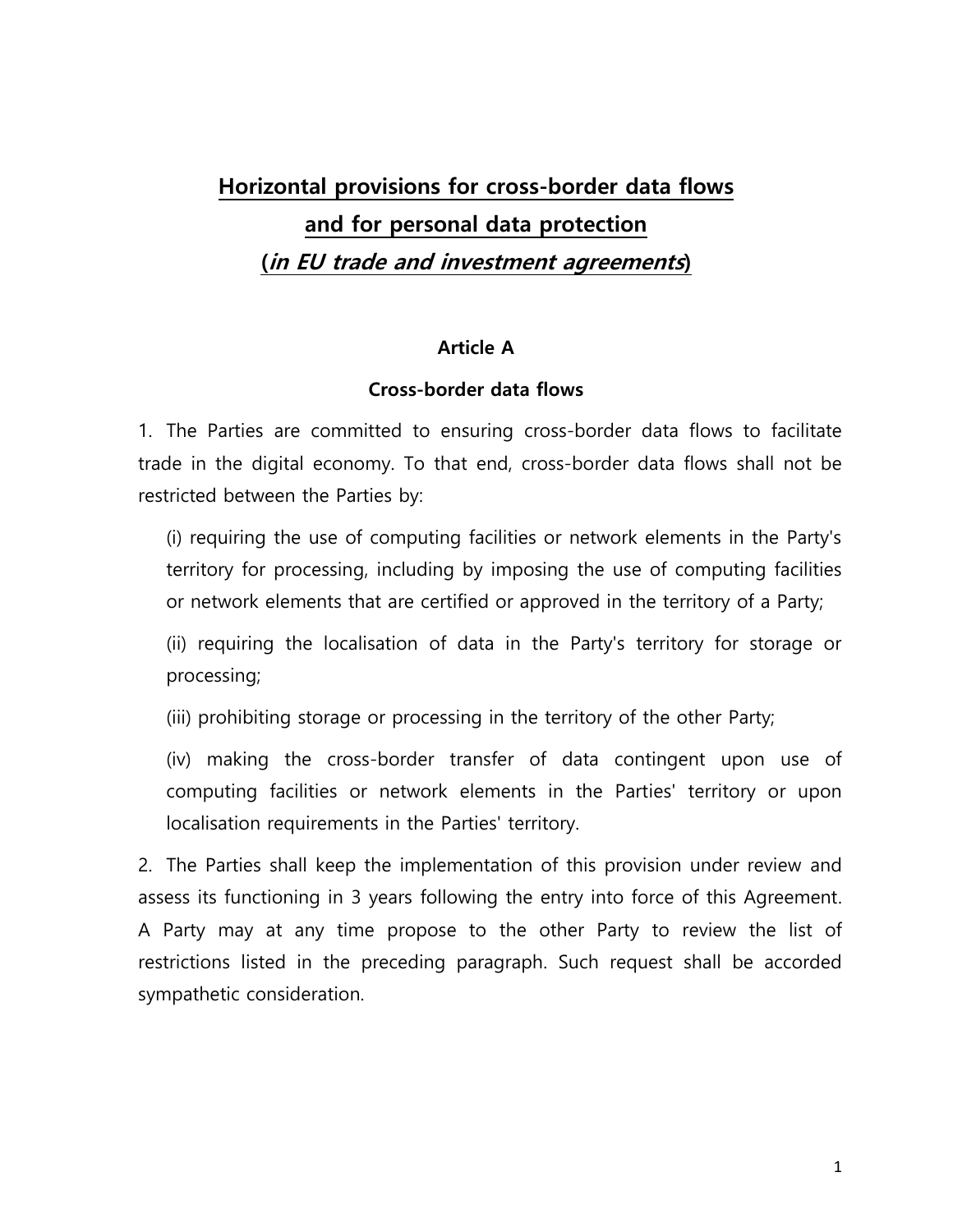# Horizontal provisions for cross-border data flows and for personal data protection (*in EU trade and investment agreements*)

## Article A

## Cross-border data flows

1. The Parties are committed to ensuring cross-border data flows to facilitate trade in the digital economy. To that end, cross-border data flows shall not be restricted between the Parties by:

   (i) requiring the use of computing facilities or network elements in the Party's territory for processing, including by imposing the use of computing facilities or network elements that are certified or approved in the territory of a Party;

   (ii) requiring the localisation of data in the Party's territory for storage or processing;

   (iii) prohibiting storage or processing in the territory of the other Party;

   (iv) making the cross-border transfer of data contingent upon use of computing facilities or network elements in the Parties' territory or upon localisation requirements in the Parties' territory.

2. The Parties shall keep the implementation of this provision under review and assess its functioning in 3 years following the entry into force of this Agreement. A Party may at any time propose to the other Party to review the list of restrictions listed in the preceding paragraph. Such request shall be accorded sympathetic consideration.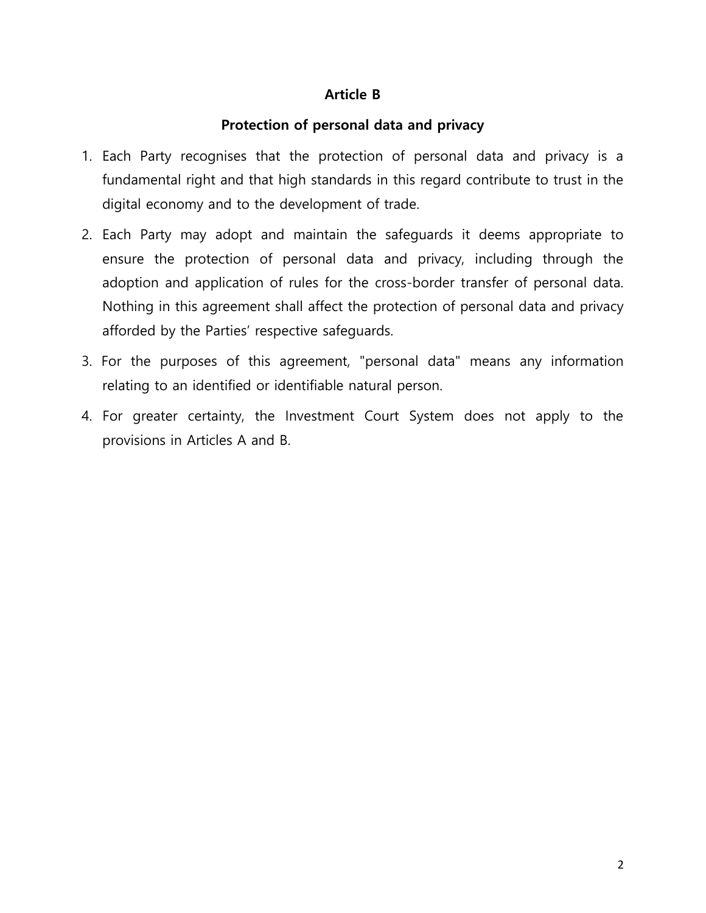**Article B**

**Protection of personal data and privacy**

1. Each Party recognises that the protection of personal data and privacy is a fundamental right and that high standards in this regard contribute to trust in the digital economy and to the development of trade.
2. Each Party may adopt and maintain the safeguards it deems appropriate to ensure the protection of personal data and privacy, including through the adoption and application of rules for the cross-border transfer of personal data. Nothing in this agreement shall affect the protection of personal data and privacy afforded by the Parties' respective safeguards.
3. For the purposes of this agreement, "personal data" means any information relating to an identified or identifiable natural person.
4. For greater certainty, the Investment Court System does not apply to the provisions in Articles A and B.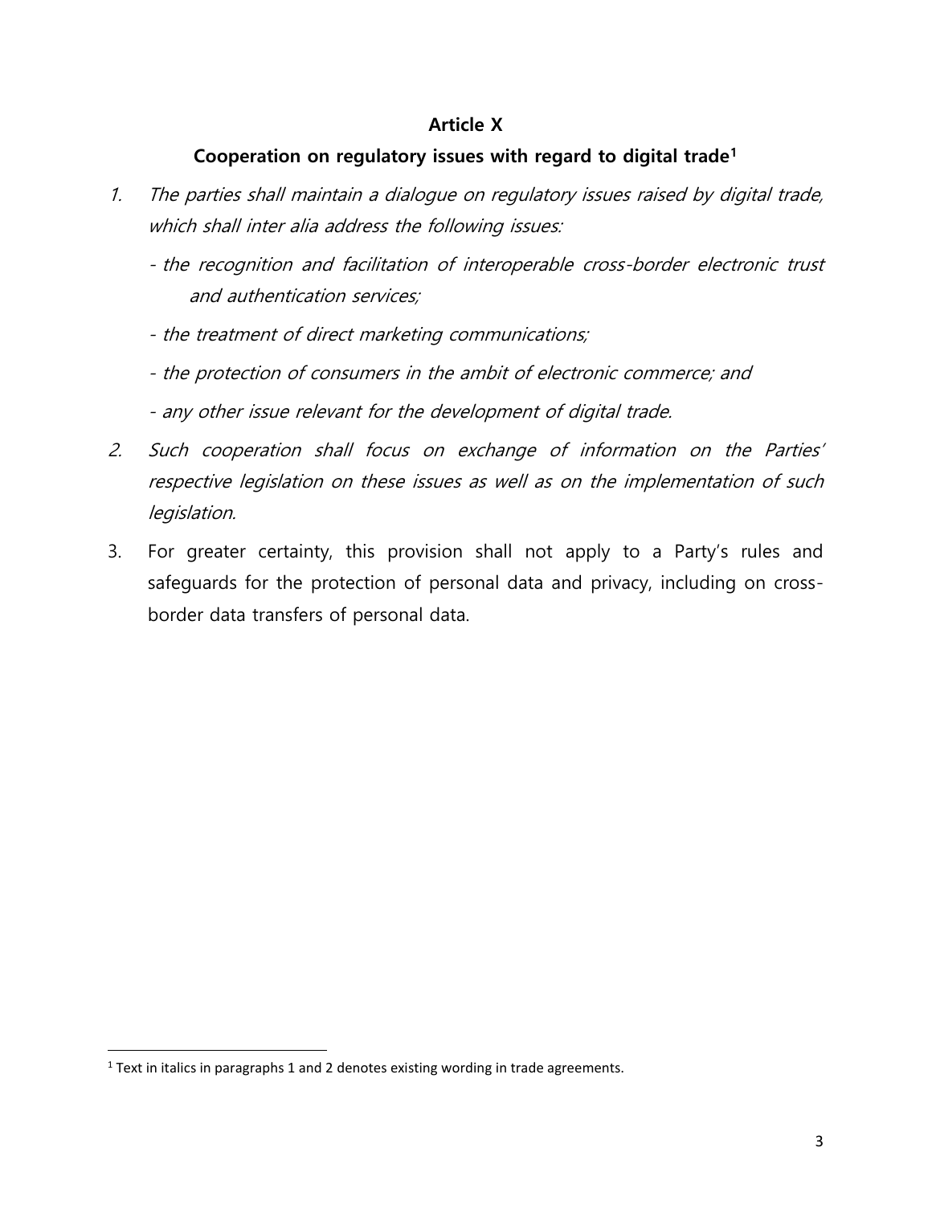**Article X**

**Cooperation on regulatory issues with regard to digital trade[1]**

1. *The parties shall maintain a dialogue on regulatory issues raised by digital trade, which shall inter alia address the following issues:*

   - *the recognition and facilitation of interoperable cross-border electronic trust and authentication services;*
   - *the treatment of direct marketing communications;*
   - *the protection of consumers in the ambit of electronic commerce; and*
   - *any other issue relevant for the development of digital trade.*

2. *Such cooperation shall focus on exchange of information on the Parties' respective legislation on these issues as well as on the implementation of such legislation.*

3. For greater certainty, this provision shall not apply to a Party's rules and safeguards for the protection of personal data and privacy, including on cross-border data transfers of personal data.

[1] Text in italics in paragraphs 1 and 2 denotes existing wording in trade agreements.